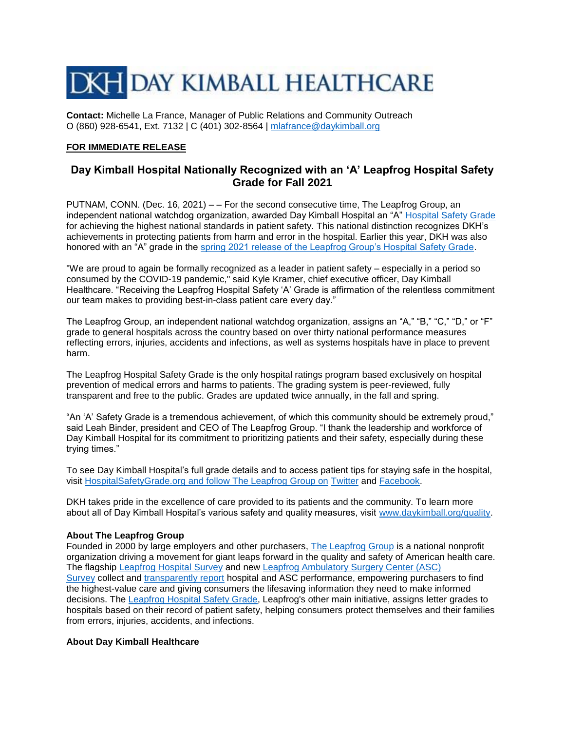# DKH DAY KIMBALL HEALTHCARE

**Contact:** Michelle La France, Manager of Public Relations and Community Outreach
O (860) 928-6541, Ext. 7132 | C (401) 302-8564 | mlafrance@daykimball.org

**FOR IMMEDIATE RELEASE**

## Day Kimball Hospital Nationally Recognized with an 'A' Leapfrog Hospital Safety Grade for Fall 2021

PUTNAM, CONN. (Dec. 16, 2021) – – For the second consecutive time, The Leapfrog Group, an independent national watchdog organization, awarded Day Kimball Hospital an "A" Hospital Safety Grade for achieving the highest national standards in patient safety. This national distinction recognizes DKH's achievements in protecting patients from harm and error in the hospital. Earlier this year, DKH was also honored with an "A" grade in the spring 2021 release of the Leapfrog Group's Hospital Safety Grade.

"We are proud to again be formally recognized as a leader in patient safety – especially in a period so consumed by the COVID-19 pandemic," said Kyle Kramer, chief executive officer, Day Kimball Healthcare. "Receiving the Leapfrog Hospital Safety 'A' Grade is affirmation of the relentless commitment our team makes to providing best-in-class patient care every day."

The Leapfrog Group, an independent national watchdog organization, assigns an "A," "B," "C," "D," or "F" grade to general hospitals across the country based on over thirty national performance measures reflecting errors, injuries, accidents and infections, as well as systems hospitals have in place to prevent harm.

The Leapfrog Hospital Safety Grade is the only hospital ratings program based exclusively on hospital prevention of medical errors and harms to patients. The grading system is peer-reviewed, fully transparent and free to the public. Grades are updated twice annually, in the fall and spring.

"An 'A' Safety Grade is a tremendous achievement, of which this community should be extremely proud," said Leah Binder, president and CEO of The Leapfrog Group. "I thank the leadership and workforce of Day Kimball Hospital for its commitment to prioritizing patients and their safety, especially during these trying times."

To see Day Kimball Hospital's full grade details and to access patient tips for staying safe in the hospital, visit HospitalSafetyGrade.org and follow The Leapfrog Group on Twitter and Facebook.

DKH takes pride in the excellence of care provided to its patients and the community. To learn more about all of Day Kimball Hospital's various safety and quality measures, visit www.daykimball.org/quality.

**About The Leapfrog Group**
Founded in 2000 by large employers and other purchasers, The Leapfrog Group is a national nonprofit organization driving a movement for giant leaps forward in the quality and safety of American health care. The flagship Leapfrog Hospital Survey and new Leapfrog Ambulatory Surgery Center (ASC) Survey collect and transparently report hospital and ASC performance, empowering purchasers to find the highest-value care and giving consumers the lifesaving information they need to make informed decisions. The Leapfrog Hospital Safety Grade, Leapfrog's other main initiative, assigns letter grades to hospitals based on their record of patient safety, helping consumers protect themselves and their families from errors, injuries, accidents, and infections.

**About Day Kimball Healthcare**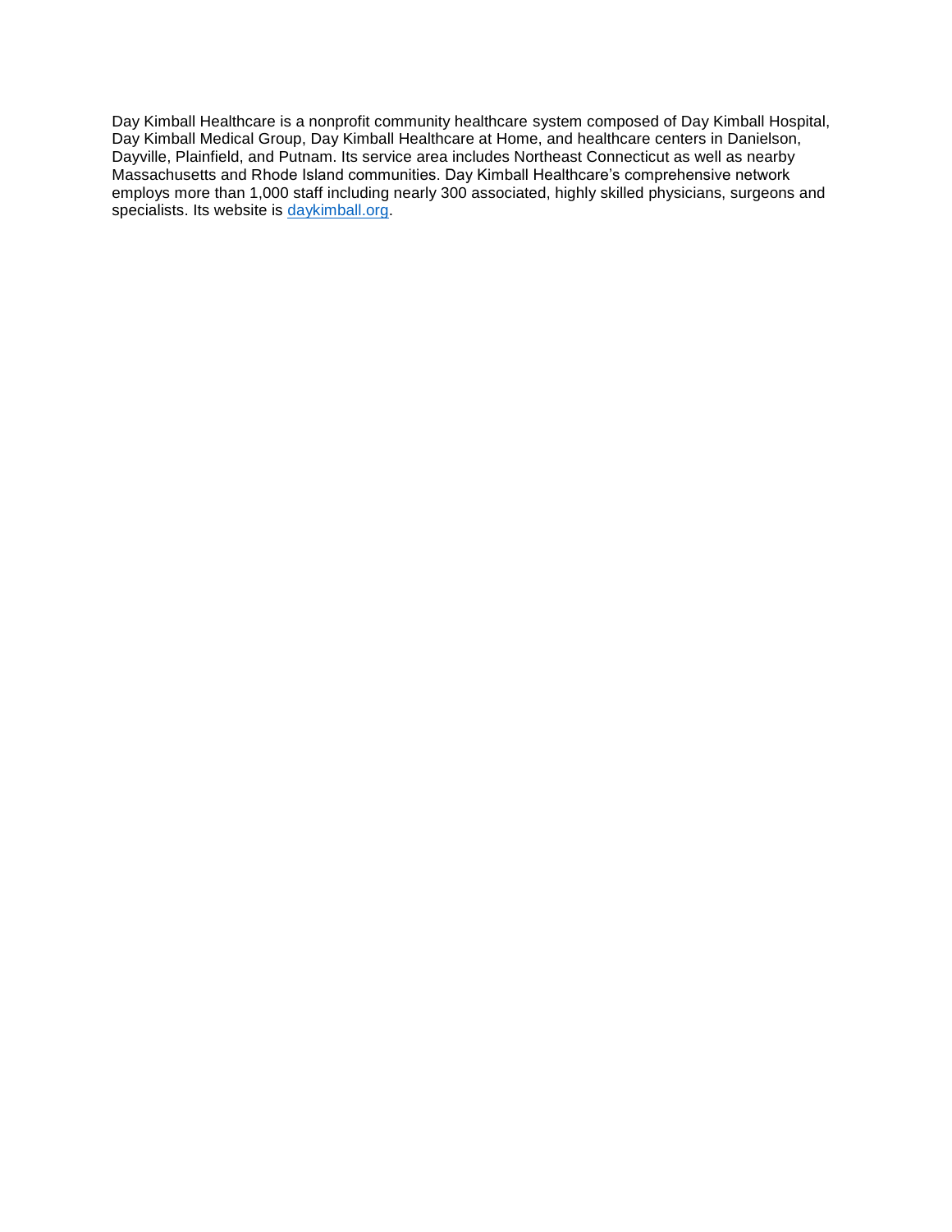Day Kimball Healthcare is a nonprofit community healthcare system composed of Day Kimball Hospital, Day Kimball Medical Group, Day Kimball Healthcare at Home, and healthcare centers in Danielson, Dayville, Plainfield, and Putnam. Its service area includes Northeast Connecticut as well as nearby Massachusetts and Rhode Island communities. Day Kimball Healthcare's comprehensive network employs more than 1,000 staff including nearly 300 associated, highly skilled physicians, surgeons and specialists. Its website is [daykimball.org](http://daykimball.org).